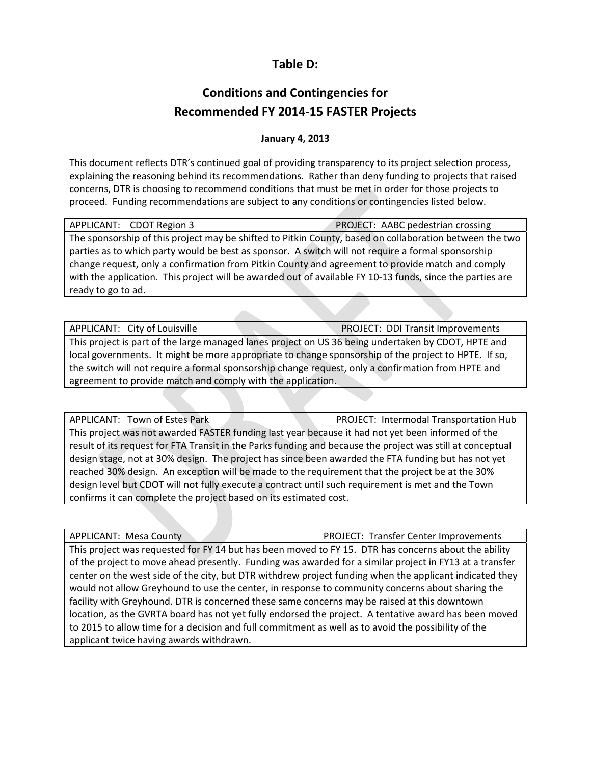# Table D:

## Conditions and Contingencies for Recommended FY 2014-15 FASTER Projects

**January 4, 2013**

This document reflects DTR's continued goal of providing transparency to its project selection process, explaining the reasoning behind its recommendations. Rather than deny funding to projects that raised concerns, DTR is choosing to recommend conditions that must be met in order for those projects to proceed. Funding recommendations are subject to any conditions or contingencies listed below.

| APPLICANT: CDOT Region 3 | PROJECT: AABC pedestrian crossing |
|---|---|
| The sponsorship of this project may be shifted to Pitkin County, based on collaboration between the two parties as to which party would be best as sponsor. A switch will not require a formal sponsorship change request, only a confirmation from Pitkin County and agreement to provide match and comply with the application. This project will be awarded out of available FY 10-13 funds, since the parties are ready to go to ad. | |

| APPLICANT: City of Louisville | PROJECT: DDI Transit Improvements |
|---|---|
| This project is part of the large managed lanes project on US 36 being undertaken by CDOT, HPTE and local governments. It might be more appropriate to change sponsorship of the project to HPTE. If so, the switch will not require a formal sponsorship change request, only a confirmation from HPTE and agreement to provide match and comply with the application. | |

| APPLICANT: Town of Estes Park | PROJECT: Intermodal Transportation Hub |
|---|---|
| This project was not awarded FASTER funding last year because it had not yet been informed of the result of its request for FTA Transit in the Parks funding and because the project was still at conceptual design stage, not at 30% design. The project has since been awarded the FTA funding but has not yet reached 30% design. An exception will be made to the requirement that the project be at the 30% design level but CDOT will not fully execute a contract until such requirement is met and the Town confirms it can complete the project based on its estimated cost. | |

| APPLICANT: Mesa County | PROJECT: Transfer Center Improvements |
|---|---|
| This project was requested for FY 14 but has been moved to FY 15. DTR has concerns about the ability of the project to move ahead presently. Funding was awarded for a similar project in FY13 at a transfer center on the west side of the city, but DTR withdrew project funding when the applicant indicated they would not allow Greyhound to use the center, in response to community concerns about sharing the facility with Greyhound. DTR is concerned these same concerns may be raised at this downtown location, as the GVRTA board has not yet fully endorsed the project. A tentative award has been moved to 2015 to allow time for a decision and full commitment as well as to avoid the possibility of the applicant twice having awards withdrawn. | |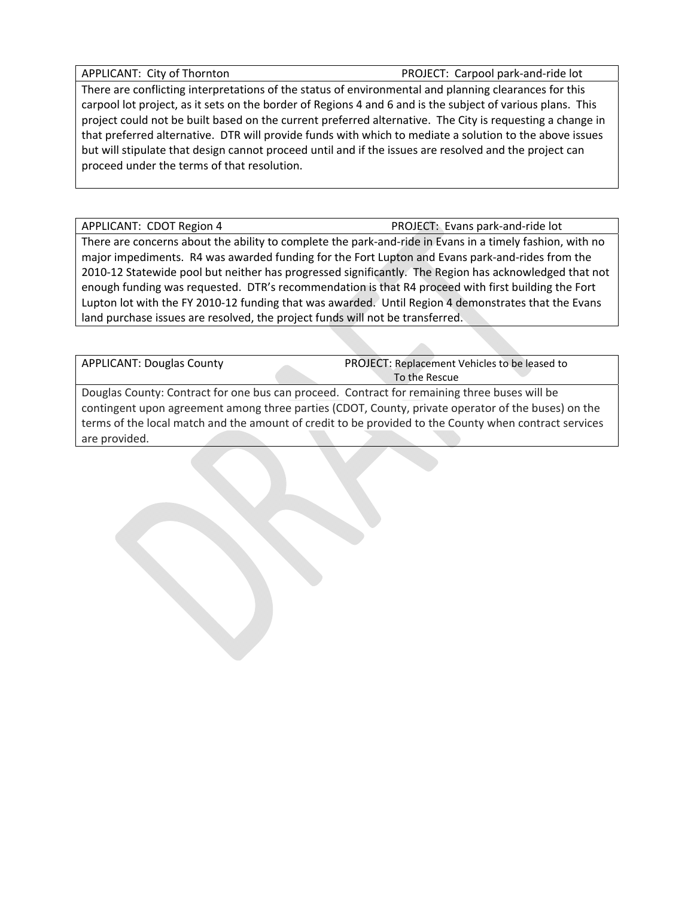| APPLICANT: City of Thornton | PROJECT: Carpool park-and-ride lot |
| --- | --- |
| There are conflicting interpretations of the status of environmental and planning clearances for this carpool lot project, as it sets on the border of Regions 4 and 6 and is the subject of various plans. This project could not be built based on the current preferred alternative. The City is requesting a change in that preferred alternative. DTR will provide funds with which to mediate a solution to the above issues but will stipulate that design cannot proceed until and if the issues are resolved and the project can proceed under the terms of that resolution. | |

| APPLICANT: CDOT Region 4 | PROJECT: Evans park-and-ride lot |
| --- | --- |
| There are concerns about the ability to complete the park-and-ride in Evans in a timely fashion, with no major impediments. R4 was awarded funding for the Fort Lupton and Evans park-and-rides from the 2010-12 Statewide pool but neither has progressed significantly. The Region has acknowledged that not enough funding was requested. DTR's recommendation is that R4 proceed with first building the Fort Lupton lot with the FY 2010-12 funding that was awarded. Until Region 4 demonstrates that the Evans land purchase issues are resolved, the project funds will not be transferred. | |

| APPLICANT: Douglas County | PROJECT: Replacement Vehicles to be leased to To the Rescue |
| --- | --- |
| Douglas County: Contract for one bus can proceed. Contract for remaining three buses will be contingent upon agreement among three parties (CDOT, County, private operator of the buses) on the terms of the local match and the amount of credit to be provided to the County when contract services are provided. | |